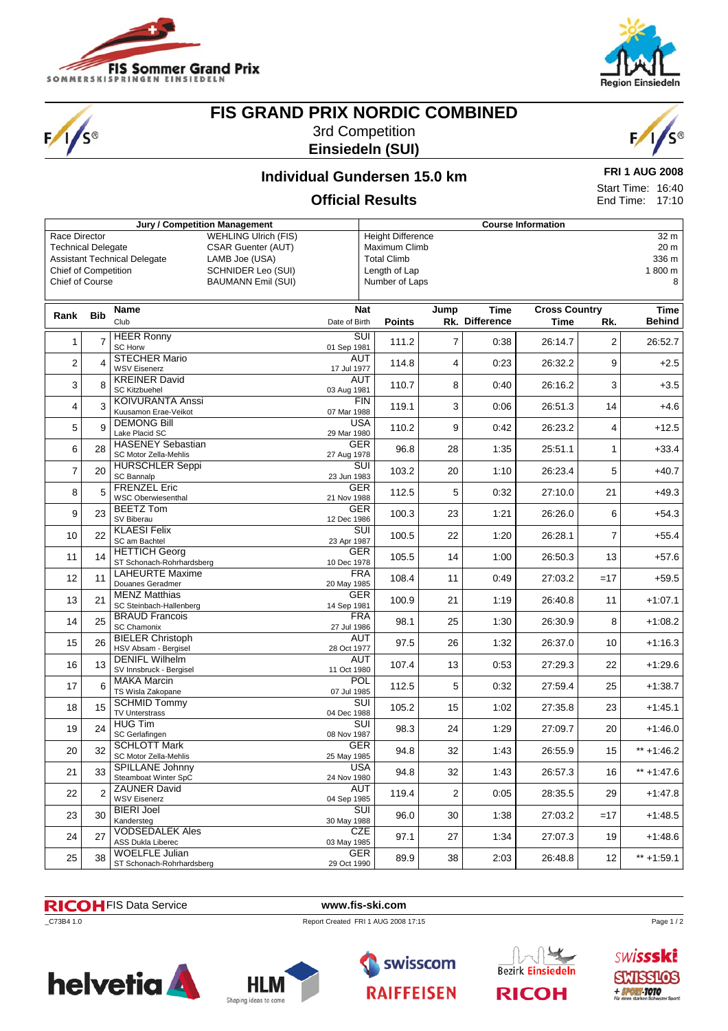# FIS GRAND PRIX NORDIC COMBINED

3rd Competition

**Einsiedeln (SUI)**

## Individual Gundersen 15.0 km

## Official Results

**FRI 1 AUG 2008**

Start Time: 16:40
End Time: 17:10

| Jury / Competition Management | | Course Information | |
|---|---|---|---|
| Race Director | WEHLING Ulrich (FIS) | Height Difference | 32 m |
| Technical Delegate | CSAR Guenter (AUT) | Maximum Climb | 20 m |
| Assistant Technical Delegate | LAMB Joe (USA) | Total Climb | 336 m |
| Chief of Competition | SCHNIDER Leo (SUI) | Length of Lap | 1 800 m |
| Chief of Course | BAUMANN Emil (SUI) | Number of Laps | 8 |

| Rank | Bib | Name / Club | Nat / Date of Birth | Points | Jump Rk. | Time Difference | Cross Country Time | Rk. | Time Behind |
|---|---|---|---|---|---|---|---|---|---|
| 1 | 7 | HEER Ronny / SC Horw | SUI / 01 Sep 1981 | 111.2 | 7 | 0:38 | 26:14.7 | 2 | 26:52.7 |
| 2 | 4 | STECHER Mario / WSV Eisenerz | AUT / 17 Jul 1977 | 114.8 | 4 | 0:23 | 26:32.2 | 9 | +2.5 |
| 3 | 8 | KREINER David / SC Kitzbuehel | AUT / 03 Aug 1981 | 110.7 | 8 | 0:40 | 26:16.2 | 3 | +3.5 |
| 4 | 3 | KOIVURANTA Anssi / Kuusamon Erae-Veikot | FIN / 07 Mar 1988 | 119.1 | 3 | 0:06 | 26:51.3 | 14 | +4.6 |
| 5 | 9 | DEMONG Bill / Lake Placid SC | USA / 29 Mar 1980 | 110.2 | 9 | 0:42 | 26:23.2 | 4 | +12.5 |
| 6 | 28 | HASENEY Sebastian / SC Motor Zella-Mehlis | GER / 27 Aug 1978 | 96.8 | 28 | 1:35 | 25:51.1 | 1 | +33.4 |
| 7 | 20 | HURSCHLER Seppi / SC Bannalp | SUI / 23 Jun 1983 | 103.2 | 20 | 1:10 | 26:23.4 | 5 | +40.7 |
| 8 | 5 | FRENZEL Eric / WSC Oberwiesenthal | GER / 21 Nov 1988 | 112.5 | 5 | 0:32 | 27:10.0 | 21 | +49.3 |
| 9 | 23 | BEETZ Tom / SV Biberau | GER / 12 Dec 1986 | 100.3 | 23 | 1:21 | 26:26.0 | 6 | +54.3 |
| 10 | 22 | KLAESI Felix / SC am Bachtel | SUI / 23 Apr 1987 | 100.5 | 22 | 1:20 | 26:28.1 | 7 | +55.4 |
| 11 | 14 | HETTICH Georg / ST Schonach-Rohrhardsberg | GER / 10 Dec 1978 | 105.5 | 14 | 1:00 | 26:50.3 | 13 | +57.6 |
| 12 | 11 | LAHEURTE Maxime / Douanes Geradmer | FRA / 20 May 1985 | 108.4 | 11 | 0:49 | 27:03.2 | =17 | +59.5 |
| 13 | 21 | MENZ Matthias / SC Steinbach-Hallenberg | GER / 14 Sep 1981 | 100.9 | 21 | 1:19 | 26:40.8 | 11 | +1:07.1 |
| 14 | 25 | BRAUD Francois / SC Chamonix | FRA / 27 Jul 1986 | 98.1 | 25 | 1:30 | 26:30.9 | 8 | +1:08.2 |
| 15 | 26 | BIELER Christoph / HSV Absam - Bergisel | AUT / 28 Oct 1977 | 97.5 | 26 | 1:32 | 26:37.0 | 10 | +1:16.3 |
| 16 | 13 | DENIFL Wilhelm / SV Innsbruck - Bergisel | AUT / 11 Oct 1980 | 107.4 | 13 | 0:53 | 27:29.3 | 22 | +1:29.6 |
| 17 | 6 | MAKA Marcin / TS Wisla Zakopane | POL / 07 Jul 1985 | 112.5 | 5 | 0:32 | 27:59.4 | 25 | +1:38.7 |
| 18 | 15 | SCHMID Tommy / TV Unterstrass | SUI / 04 Dec 1988 | 105.2 | 15 | 1:02 | 27:35.8 | 23 | +1:45.1 |
| 19 | 24 | HUG Tim / SC Gerlafingen | SUI / 08 Nov 1987 | 98.3 | 24 | 1:29 | 27:09.7 | 20 | +1:46.0 |
| 20 | 32 | SCHLOTT Mark / SC Motor Zella-Mehlis | GER / 25 May 1985 | 94.8 | 32 | 1:43 | 26:55.9 | 15 | ** +1:46.2 |
| 21 | 33 | SPILLANE Johnny / Steamboat Winter SpC | USA / 24 Nov 1980 | 94.8 | 32 | 1:43 | 26:57.3 | 16 | ** +1:47.6 |
| 22 | 2 | ZAUNER David / WSV Eisenerz | AUT / 04 Sep 1985 | 119.4 | 2 | 0:05 | 28:35.5 | 29 | +1:47.8 |
| 23 | 30 | BIERI Joel / Kandersteg | SUI / 30 May 1988 | 96.0 | 30 | 1:38 | 27:03.2 | =17 | +1:48.5 |
| 24 | 27 | VODSEDALEK Ales / ASS Dukla Liberec | CZE / 03 May 1985 | 97.1 | 27 | 1:34 | 27:07.3 | 19 | +1:48.6 |
| 25 | 38 | WOELFLE Julian / ST Schonach-Rohrhardsberg | GER / 29 Oct 1990 | 89.9 | 38 | 2:03 | 26:48.8 | 12 | ** +1:59.1 |

RICOH FIS Data Service www.fis-ski.com

_C73B4 1.0 Report Created FRI 1 AUG 2008 17:15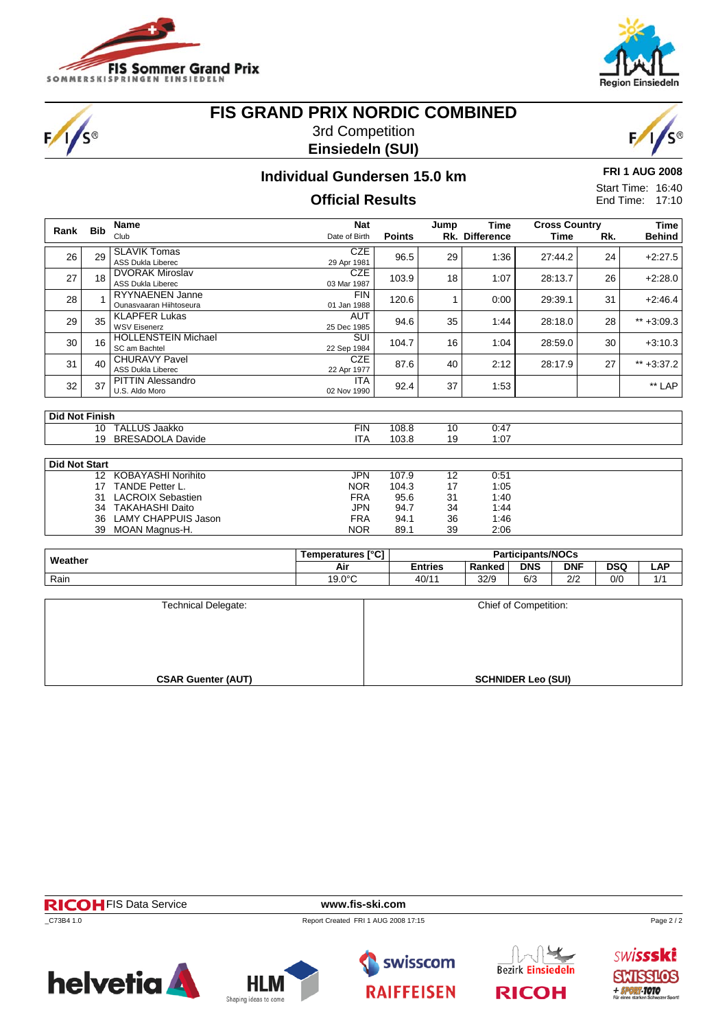# FIS GRAND PRIX NORDIC COMBINED

3rd Competition

**Einsiedeln (SUI)**

## Individual Gundersen 15.0 km

**FRI 1 AUG 2008**

Start Time: 16:40
End Time: 17:10

## Official Results

| Rank | Bib | Name / Club | Nat / Date of Birth | Points | Jump Rk. | Time Difference | Cross Country Time | Cross Country Rk. | Time Behind |
|---|---|---|---|---|---|---|---|---|---|
| 26 | 29 | SLAVIK Tomas<br>ASS Dukla Liberec | CZE<br>29 Apr 1981 | 96.5 | 29 | 1:36 | 27:44.2 | 24 | +2:27.5 |
| 27 | 18 | DVORAK Miroslav<br>ASS Dukla Liberec | CZE<br>03 Mar 1987 | 103.9 | 18 | 1:07 | 28:13.7 | 26 | +2:28.0 |
| 28 | 1 | RYYNAENEN Janne<br>Ounasvaaran Hiihtoseura | FIN<br>01 Jan 1988 | 120.6 | 1 | 0:00 | 29:39.1 | 31 | +2:46.4 |
| 29 | 35 | KLAPFER Lukas<br>WSV Eisenerz | AUT<br>25 Dec 1985 | 94.6 | 35 | 1:44 | 28:18.0 | 28 | ** +3:09.3 |
| 30 | 16 | HOLLENSTEIN Michael<br>SC am Bachtel | SUI<br>22 Sep 1984 | 104.7 | 16 | 1:04 | 28:59.0 | 30 | +3:10.3 |
| 31 | 40 | CHURAVY Pavel<br>ASS Dukla Liberec | CZE<br>22 Apr 1977 | 87.6 | 40 | 2:12 | 28:17.9 | 27 | ** +3:37.2 |
| 32 | 37 | PITTIN Alessandro<br>U.S. Aldo Moro | ITA<br>02 Nov 1990 | 92.4 | 37 | 1:53 | | | ** LAP |

**Did Not Finish**

| Bib | Name | Nat | Points | Jump Rk. | Time Difference |
|---|---|---|---|---|---|
| 10 | TALLUS Jaakko | FIN | 108.8 | 10 | 0:47 |
| 19 | BRESADOLA Davide | ITA | 103.8 | 19 | 1:07 |

**Did Not Start**

| Bib | Name | Nat | Points | Jump Rk. | Time Difference |
|---|---|---|---|---|---|
| 12 | KOBAYASHI Norihito | JPN | 107.9 | 12 | 0:51 |
| 17 | TANDE Petter L. | NOR | 104.3 | 17 | 1:05 |
| 31 | LACROIX Sebastien | FRA | 95.6 | 31 | 1:40 |
| 34 | TAKAHASHI Daito | JPN | 94.7 | 34 | 1:44 |
| 36 | LAMY CHAPPUIS Jason | FRA | 94.1 | 36 | 1:46 |
| 39 | MOAN Magnus-H. | NOR | 89.1 | 39 | 2:06 |

| Weather | Temperatures [°C] | Participants/NOCs | | | | | |
|---|---|---|---|---|---|---|---|
| | Air | Entries | Ranked | DNS | DNF | DSQ | LAP |
| Rain | 19.0°C | 40/11 | 32/9 | 6/3 | 2/2 | 0/0 | 1/1 |

| Technical Delegate: | Chief of Competition: |
|---|---|
| **CSAR Guenter (AUT)** | **SCHNIDER Leo (SUI)** |